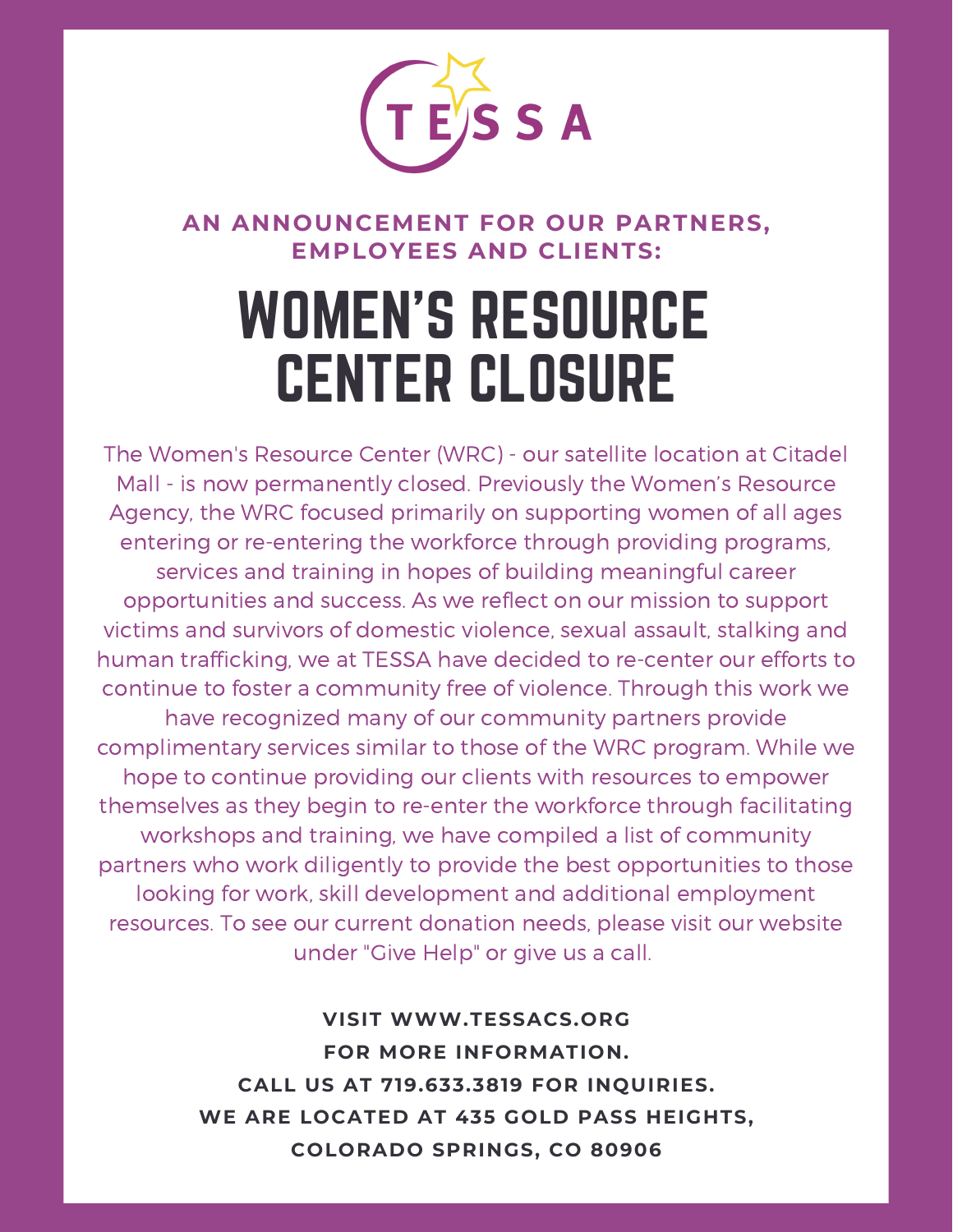TESSA

**AN ANNOUNCEMENT FOR OUR PARTNERS, EMPLOYEES AND CLIENTS:**

# WOMEN'S RESOURCE CENTER CLOSURE

The Women's Resource Center (WRC) - our satellite location at Citadel Mall - is now permanently closed. Previously the Women's Resource Agency, the WRC focused primarily on supporting women of all ages entering or re-entering the workforce through providing programs, services and training in hopes of building meaningful career opportunities and success. As we reflect on our mission to support victims and survivors of domestic violence, sexual assault, stalking and human trafficking, we at TESSA have decided to re-center our efforts to continue to foster a community free of violence. Through this work we have recognized many of our community partners provide complimentary services similar to those of the WRC program. While we hope to continue providing our clients with resources to empower themselves as they begin to re-enter the workforce through facilitating workshops and training, we have compiled a list of community partners who work diligently to provide the best opportunities to those looking for work, skill development and additional employment resources. To see our current donation needs, please visit our website under "Give Help" or give us a call.

**VISIT WWW.TESSACS.ORG FOR MORE INFORMATION.**
**CALL US AT 719.633.3819 FOR INQUIRIES.**
**WE ARE LOCATED AT 435 GOLD PASS HEIGHTS, COLORADO SPRINGS, CO 80906**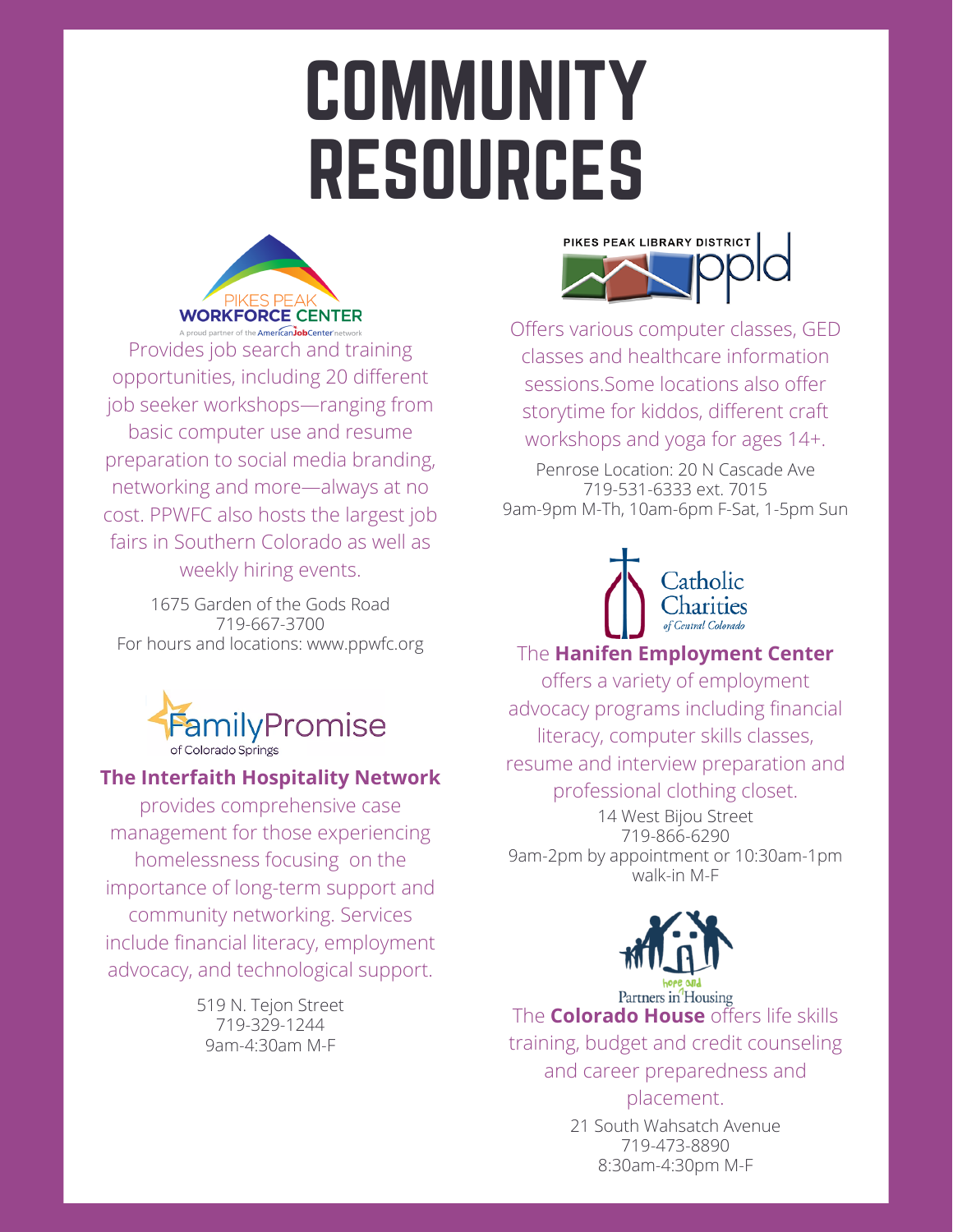# COMMUNITY RESOURCES

PIKES PEAK WORKFORCE CENTER

A proud partner of the AmericanJobCenter network

Provides job search and training opportunities, including 20 different job seeker workshops—ranging from basic computer use and resume preparation to social media branding, networking and more—always at no cost. PPWFC also hosts the largest job fairs in Southern Colorado as well as weekly hiring events.

1675 Garden of the Gods Road
719-667-3700
For hours and locations: www.ppwfc.org

FamilyPromise of Colorado Springs

**The Interfaith Hospitality Network** provides comprehensive case management for those experiencing homelessness focusing on the importance of long-term support and community networking. Services include financial literacy, employment advocacy, and technological support.

519 N. Tejon Street
719-329-1244
9am-4:30am M-F

PIKES PEAK LIBRARY DISTRICT ppld

Offers various computer classes, GED classes and healthcare information sessions.Some locations also offer storytime for kiddos, different craft workshops and yoga for ages 14+.

Penrose Location: 20 N Cascade Ave
719-531-6333 ext. 7015
9am-9pm M-Th, 10am-6pm F-Sat, 1-5pm Sun

Catholic Charities of Central Colorado

The **Hanifen Employment Center** offers a variety of employment advocacy programs including financial literacy, computer skills classes, resume and interview preparation and professional clothing closet.

14 West Bijou Street
719-866-6290
9am-2pm by appointment or 10:30am-1pm walk-in M-F

hope and Partners in Housing

The **Colorado House** offers life skills training, budget and credit counseling and career preparedness and placement.

21 South Wahsatch Avenue
719-473-8890
8:30am-4:30pm M-F